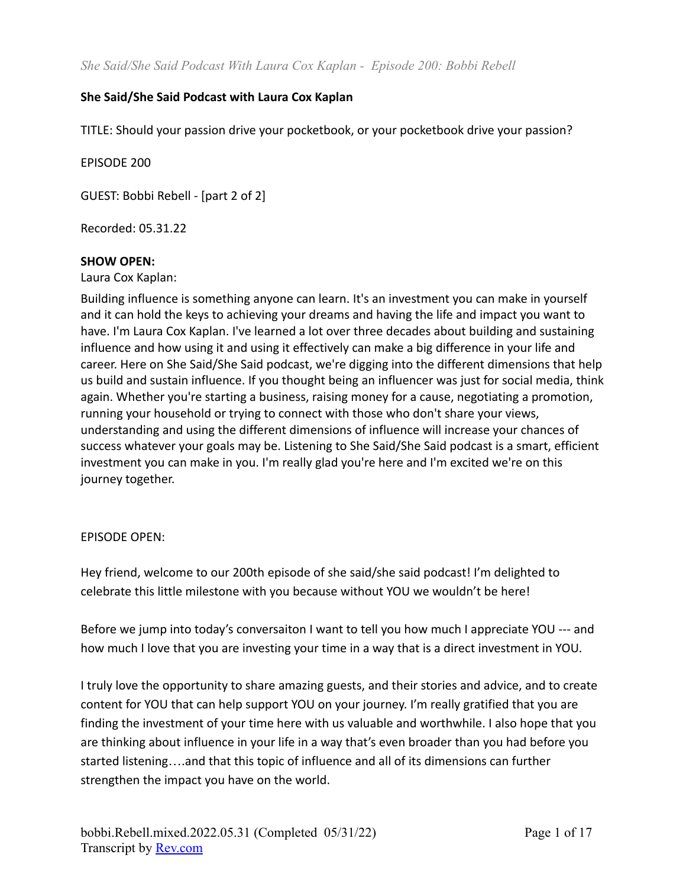**She Said/She Said Podcast with Laura Cox Kaplan**

TITLE: Should your passion drive your pocketbook, or your pocketbook drive your passion?

EPISODE 200

GUEST: Bobbi Rebell - [part 2 of 2]

Recorded: 05.31.22

**SHOW OPEN:**

Laura Cox Kaplan:

Building influence is something anyone can learn. It's an investment you can make in yourself and it can hold the keys to achieving your dreams and having the life and impact you want to have. I'm Laura Cox Kaplan. I've learned a lot over three decades about building and sustaining influence and how using it and using it effectively can make a big difference in your life and career. Here on She Said/She Said podcast, we're digging into the different dimensions that help us build and sustain influence. If you thought being an influencer was just for social media, think again. Whether you're starting a business, raising money for a cause, negotiating a promotion, running your household or trying to connect with those who don't share your views, understanding and using the different dimensions of influence will increase your chances of success whatever your goals may be. Listening to She Said/She Said podcast is a smart, efficient investment you can make in you. I'm really glad you're here and I'm excited we're on this journey together.

EPISODE OPEN:

Hey friend, welcome to our 200th episode of she said/she said podcast! I'm delighted to celebrate this little milestone with you because without YOU we wouldn't be here!

Before we jump into today's conversaiton I want to tell you how much I appreciate YOU --- and how much I love that you are investing your time in a way that is a direct investment in YOU.

I truly love the opportunity to share amazing guests, and their stories and advice, and to create content for YOU that can help support YOU on your journey. I'm really gratified that you are finding the investment of your time here with us valuable and worthwhile. I also hope that you are thinking about influence in your life in a way that's even broader than you had before you started listening….and that this topic of influence and all of its dimensions can further strengthen the impact you have on the world.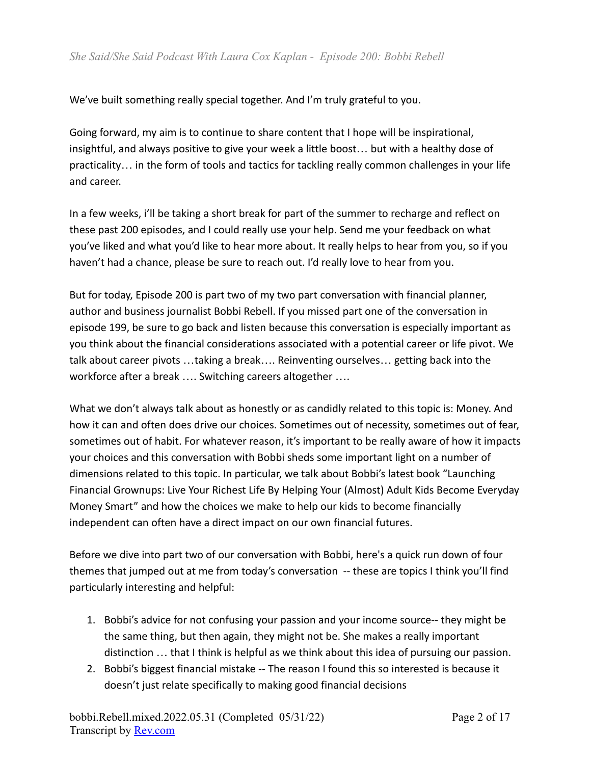We've built something really special together. And I'm truly grateful to you.

Going forward, my aim is to continue to share content that I hope will be inspirational, insightful, and always positive to give your week a little boost… but with a healthy dose of practicality… in the form of tools and tactics for tackling really common challenges in your life and career.

In a few weeks, i'll be taking a short break for part of the summer to recharge and reflect on these past 200 episodes, and I could really use your help. Send me your feedback on what you've liked and what you'd like to hear more about. It really helps to hear from you, so if you haven't had a chance, please be sure to reach out. I'd really love to hear from you.

But for today, Episode 200 is part two of my two part conversation with financial planner, author and business journalist Bobbi Rebell. If you missed part one of the conversation in episode 199, be sure to go back and listen because this conversation is especially important as you think about the financial considerations associated with a potential career or life pivot. We talk about career pivots …taking a break…. Reinventing ourselves… getting back into the workforce after a break …. Switching careers altogether ….

What we don't always talk about as honestly or as candidly related to this topic is: Money. And how it can and often does drive our choices. Sometimes out of necessity, sometimes out of fear, sometimes out of habit. For whatever reason, it's important to be really aware of how it impacts your choices and this conversation with Bobbi sheds some important light on a number of dimensions related to this topic. In particular, we talk about Bobbi's latest book "Launching Financial Grownups: Live Your Richest Life By Helping Your (Almost) Adult Kids Become Everyday Money Smart" and how the choices we make to help our kids to become financially independent can often have a direct impact on our own financial futures.

Before we dive into part two of our conversation with Bobbi, here's a quick run down of four themes that jumped out at me from today's conversation -- these are topics I think you'll find particularly interesting and helpful:

1. Bobbi's advice for not confusing your passion and your income source-- they might be the same thing, but then again, they might not be. She makes a really important distinction … that I think is helpful as we think about this idea of pursuing our passion.
2. Bobbi's biggest financial mistake -- The reason I found this so interested is because it doesn't just relate specifically to making good financial decisions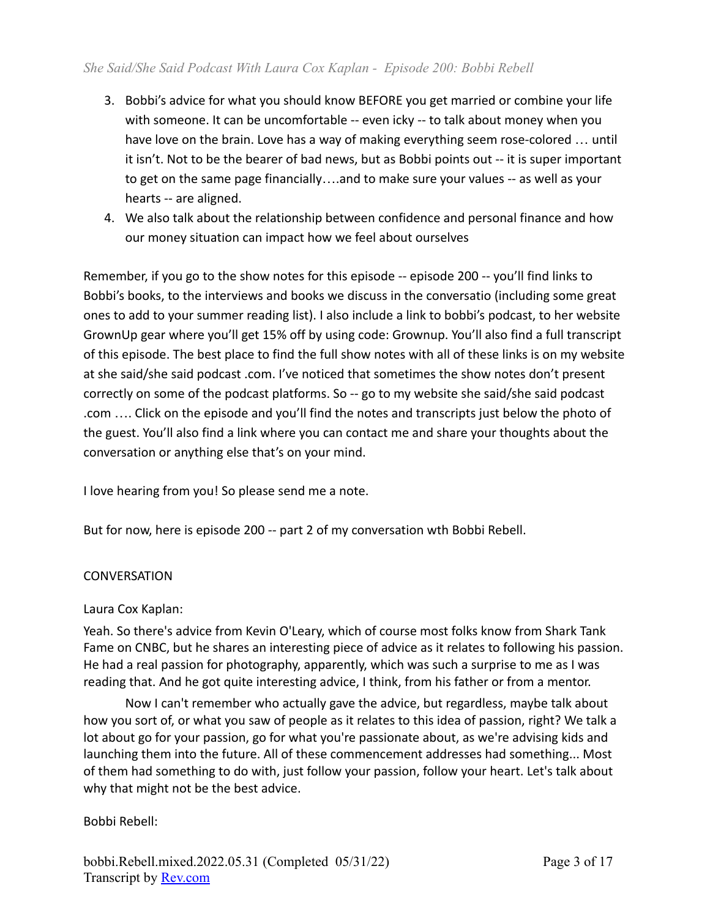3. Bobbi's advice for what you should know BEFORE you get married or combine your life with someone. It can be uncomfortable -- even icky -- to talk about money when you have love on the brain. Love has a way of making everything seem rose-colored … until it isn't. Not to be the bearer of bad news, but as Bobbi points out -- it is super important to get on the same page financially….and to make sure your values -- as well as your hearts -- are aligned.
4. We also talk about the relationship between confidence and personal finance and how our money situation can impact how we feel about ourselves

Remember, if you go to the show notes for this episode -- episode 200 -- you'll find links to Bobbi's books, to the interviews and books we discuss in the conversatio (including some great ones to add to your summer reading list). I also include a link to bobbi's podcast, to her website GrownUp gear where you'll get 15% off by using code: Grownup. You'll also find a full transcript of this episode. The best place to find the full show notes with all of these links is on my website at she said/she said podcast .com. I've noticed that sometimes the show notes don't present correctly on some of the podcast platforms. So -- go to my website she said/she said podcast .com …. Click on the episode and you'll find the notes and transcripts just below the photo of the guest. You'll also find a link where you can contact me and share your thoughts about the conversation or anything else that's on your mind.

I love hearing from you! So please send me a note.

But for now, here is episode 200 -- part 2 of my conversation wth Bobbi Rebell.

CONVERSATION

Laura Cox Kaplan:

Yeah. So there's advice from Kevin O'Leary, which of course most folks know from Shark Tank Fame on CNBC, but he shares an interesting piece of advice as it relates to following his passion. He had a real passion for photography, apparently, which was such a surprise to me as I was reading that. And he got quite interesting advice, I think, from his father or from a mentor.

Now I can't remember who actually gave the advice, but regardless, maybe talk about how you sort of, or what you saw of people as it relates to this idea of passion, right? We talk a lot about go for your passion, go for what you're passionate about, as we're advising kids and launching them into the future. All of these commencement addresses had something... Most of them had something to do with, just follow your passion, follow your heart. Let's talk about why that might not be the best advice.

Bobbi Rebell: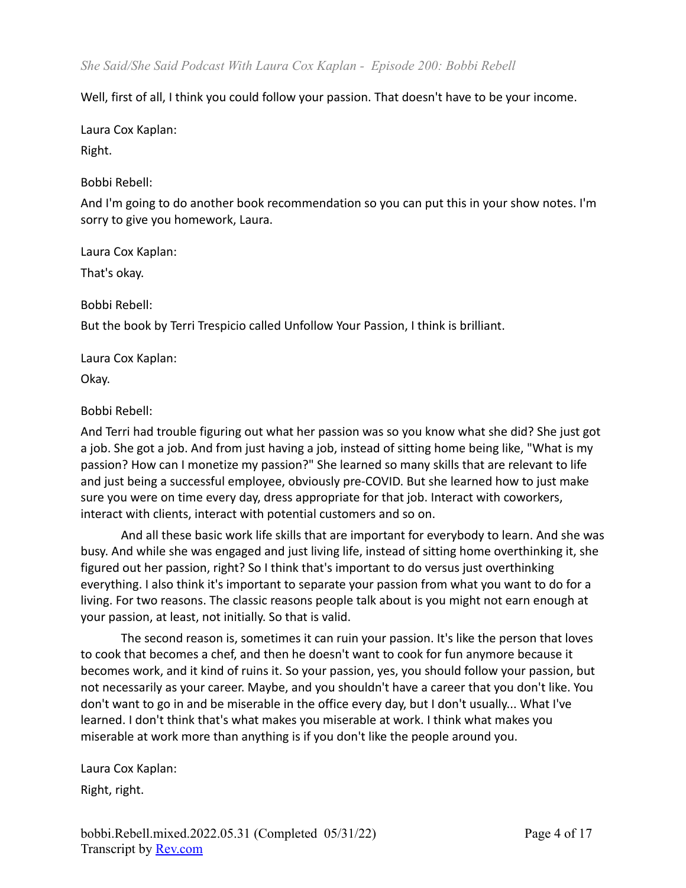Well, first of all, I think you could follow your passion. That doesn't have to be your income.

Laura Cox Kaplan:

Right.

Bobbi Rebell:

And I'm going to do another book recommendation so you can put this in your show notes. I'm sorry to give you homework, Laura.

Laura Cox Kaplan:

That's okay.

Bobbi Rebell:

But the book by Terri Trespicio called Unfollow Your Passion, I think is brilliant.

Laura Cox Kaplan:

Okay.

Bobbi Rebell:

And Terri had trouble figuring out what her passion was so you know what she did? She just got a job. She got a job. And from just having a job, instead of sitting home being like, "What is my passion? How can I monetize my passion?" She learned so many skills that are relevant to life and just being a successful employee, obviously pre-COVID. But she learned how to just make sure you were on time every day, dress appropriate for that job. Interact with coworkers, interact with clients, interact with potential customers and so on.

And all these basic work life skills that are important for everybody to learn. And she was busy. And while she was engaged and just living life, instead of sitting home overthinking it, she figured out her passion, right? So I think that's important to do versus just overthinking everything. I also think it's important to separate your passion from what you want to do for a living. For two reasons. The classic reasons people talk about is you might not earn enough at your passion, at least, not initially. So that is valid.

The second reason is, sometimes it can ruin your passion. It's like the person that loves to cook that becomes a chef, and then he doesn't want to cook for fun anymore because it becomes work, and it kind of ruins it. So your passion, yes, you should follow your passion, but not necessarily as your career. Maybe, and you shouldn't have a career that you don't like. You don't want to go in and be miserable in the office every day, but I don't usually... What I've learned. I don't think that's what makes you miserable at work. I think what makes you miserable at work more than anything is if you don't like the people around you.

Laura Cox Kaplan:

Right, right.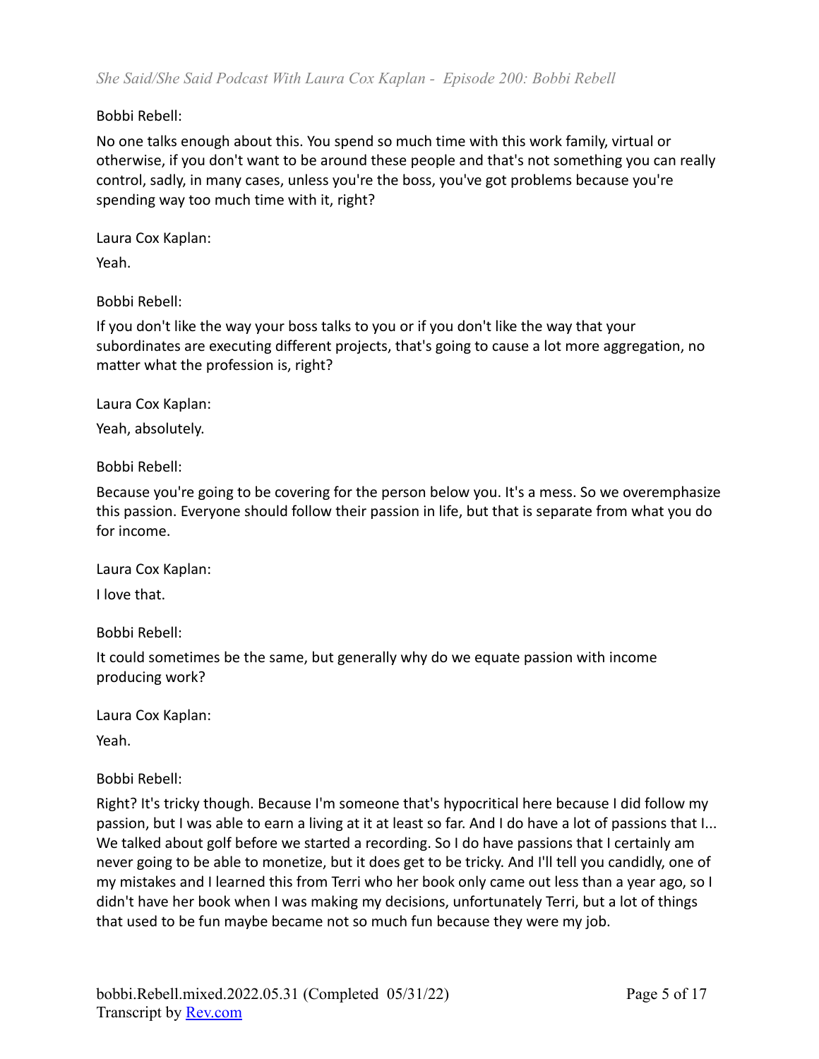Bobbi Rebell:

No one talks enough about this. You spend so much time with this work family, virtual or otherwise, if you don't want to be around these people and that's not something you can really control, sadly, in many cases, unless you're the boss, you've got problems because you're spending way too much time with it, right?

Laura Cox Kaplan:

Yeah.

Bobbi Rebell:

If you don't like the way your boss talks to you or if you don't like the way that your subordinates are executing different projects, that's going to cause a lot more aggregation, no matter what the profession is, right?

Laura Cox Kaplan:

Yeah, absolutely.

Bobbi Rebell:

Because you're going to be covering for the person below you. It's a mess. So we overemphasize this passion. Everyone should follow their passion in life, but that is separate from what you do for income.

Laura Cox Kaplan:

I love that.

Bobbi Rebell:

It could sometimes be the same, but generally why do we equate passion with income producing work?

Laura Cox Kaplan:

Yeah.

Bobbi Rebell:

Right? It's tricky though. Because I'm someone that's hypocritical here because I did follow my passion, but I was able to earn a living at it at least so far. And I do have a lot of passions that I... We talked about golf before we started a recording. So I do have passions that I certainly am never going to be able to monetize, but it does get to be tricky. And I'll tell you candidly, one of my mistakes and I learned this from Terri who her book only came out less than a year ago, so I didn't have her book when I was making my decisions, unfortunately Terri, but a lot of things that used to be fun maybe became not so much fun because they were my job.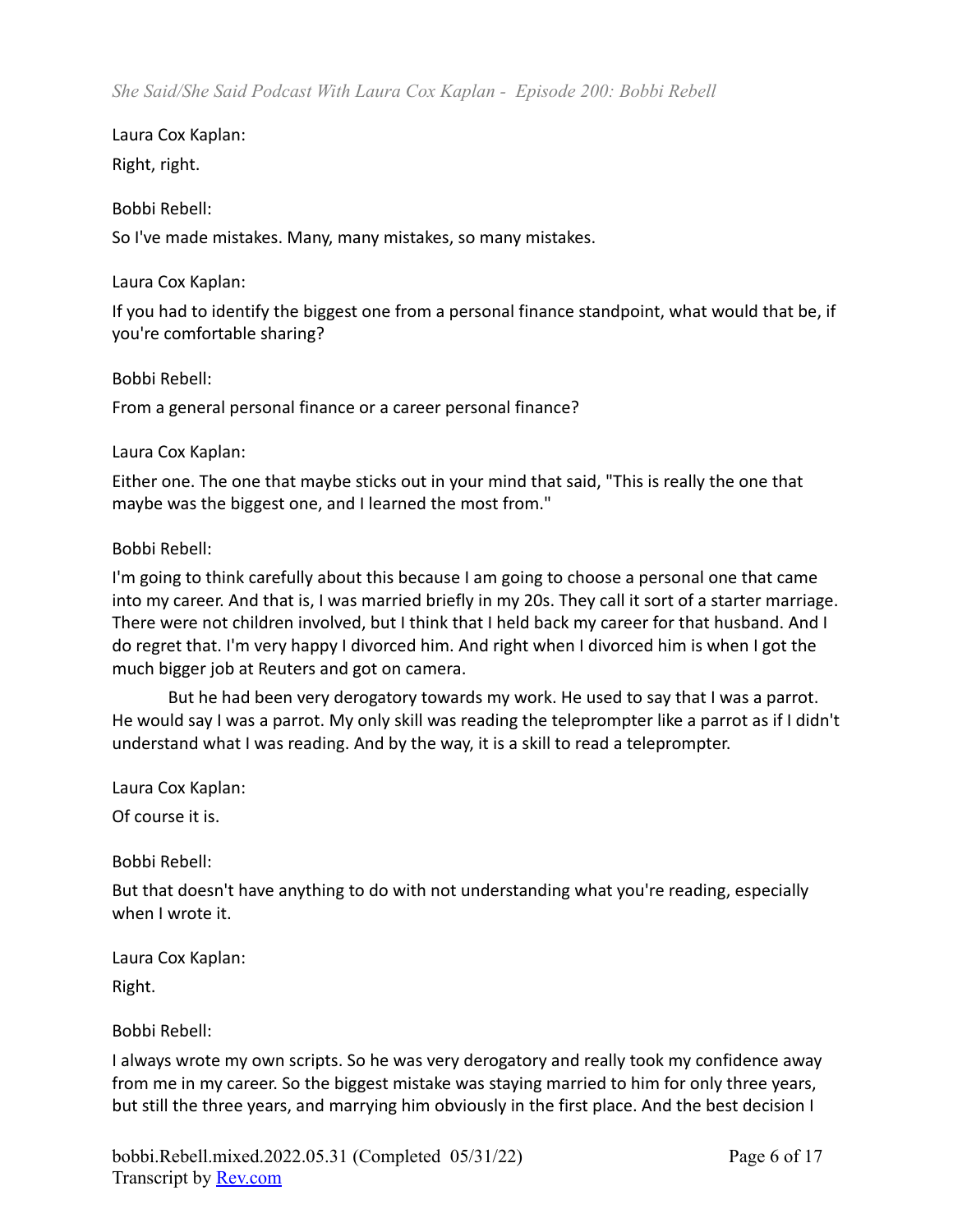Laura Cox Kaplan:

Right, right.

Bobbi Rebell:

So I've made mistakes. Many, many mistakes, so many mistakes.

Laura Cox Kaplan:

If you had to identify the biggest one from a personal finance standpoint, what would that be, if you're comfortable sharing?

Bobbi Rebell:

From a general personal finance or a career personal finance?

Laura Cox Kaplan:

Either one. The one that maybe sticks out in your mind that said, "This is really the one that maybe was the biggest one, and I learned the most from."

Bobbi Rebell:

I'm going to think carefully about this because I am going to choose a personal one that came into my career. And that is, I was married briefly in my 20s. They call it sort of a starter marriage. There were not children involved, but I think that I held back my career for that husband. And I do regret that. I'm very happy I divorced him. And right when I divorced him is when I got the much bigger job at Reuters and got on camera.

But he had been very derogatory towards my work. He used to say that I was a parrot. He would say I was a parrot. My only skill was reading the teleprompter like a parrot as if I didn't understand what I was reading. And by the way, it is a skill to read a teleprompter.

Laura Cox Kaplan:

Of course it is.

Bobbi Rebell:

But that doesn't have anything to do with not understanding what you're reading, especially when I wrote it.

Laura Cox Kaplan:

Right.

Bobbi Rebell:

I always wrote my own scripts. So he was very derogatory and really took my confidence away from me in my career. So the biggest mistake was staying married to him for only three years, but still the three years, and marrying him obviously in the first place. And the best decision I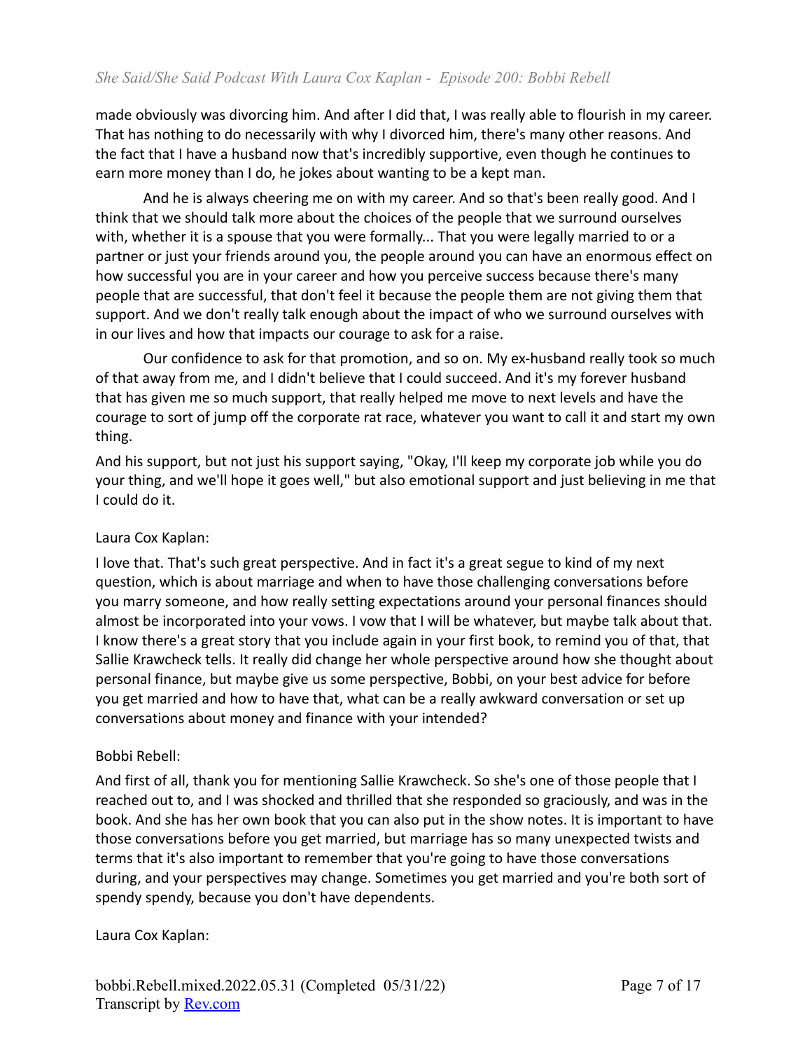made obviously was divorcing him. And after I did that, I was really able to flourish in my career. That has nothing to do necessarily with why I divorced him, there's many other reasons. And the fact that I have a husband now that's incredibly supportive, even though he continues to earn more money than I do, he jokes about wanting to be a kept man.

And he is always cheering me on with my career. And so that's been really good. And I think that we should talk more about the choices of the people that we surround ourselves with, whether it is a spouse that you were formally... That you were legally married to or a partner or just your friends around you, the people around you can have an enormous effect on how successful you are in your career and how you perceive success because there's many people that are successful, that don't feel it because the people them are not giving them that support. And we don't really talk enough about the impact of who we surround ourselves with in our lives and how that impacts our courage to ask for a raise.

Our confidence to ask for that promotion, and so on. My ex-husband really took so much of that away from me, and I didn't believe that I could succeed. And it's my forever husband that has given me so much support, that really helped me move to next levels and have the courage to sort of jump off the corporate rat race, whatever you want to call it and start my own thing.

And his support, but not just his support saying, "Okay, I'll keep my corporate job while you do your thing, and we'll hope it goes well," but also emotional support and just believing in me that I could do it.

Laura Cox Kaplan:

I love that. That's such great perspective. And in fact it's a great segue to kind of my next question, which is about marriage and when to have those challenging conversations before you marry someone, and how really setting expectations around your personal finances should almost be incorporated into your vows. I vow that I will be whatever, but maybe talk about that. I know there's a great story that you include again in your first book, to remind you of that, that Sallie Krawcheck tells. It really did change her whole perspective around how she thought about personal finance, but maybe give us some perspective, Bobbi, on your best advice for before you get married and how to have that, what can be a really awkward conversation or set up conversations about money and finance with your intended?

Bobbi Rebell:

And first of all, thank you for mentioning Sallie Krawcheck. So she's one of those people that I reached out to, and I was shocked and thrilled that she responded so graciously, and was in the book. And she has her own book that you can also put in the show notes. It is important to have those conversations before you get married, but marriage has so many unexpected twists and terms that it's also important to remember that you're going to have those conversations during, and your perspectives may change. Sometimes you get married and you're both sort of spendy spendy, because you don't have dependents.

Laura Cox Kaplan: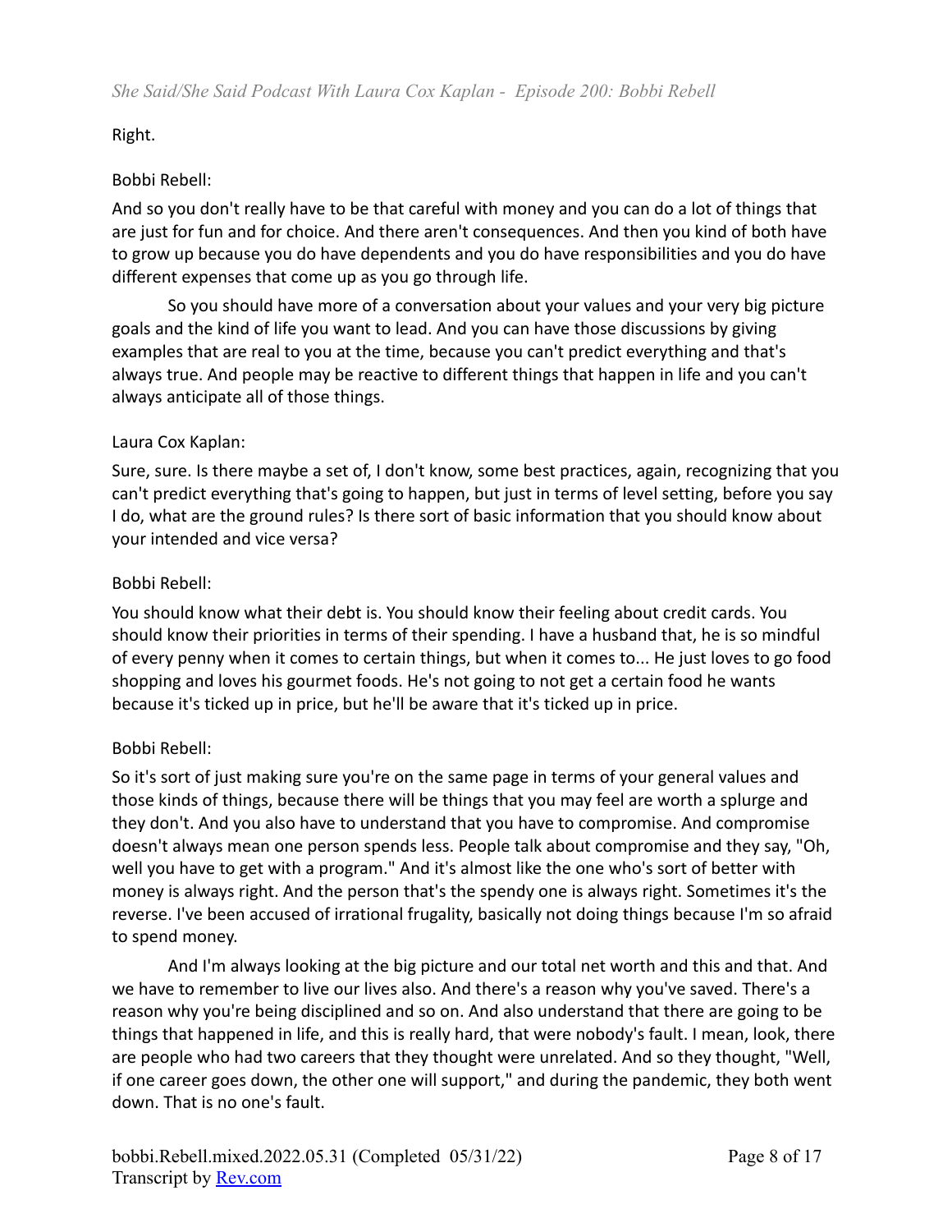Right.

Bobbi Rebell:

And so you don't really have to be that careful with money and you can do a lot of things that are just for fun and for choice. And there aren't consequences. And then you kind of both have to grow up because you do have dependents and you do have responsibilities and you do have different expenses that come up as you go through life.

So you should have more of a conversation about your values and your very big picture goals and the kind of life you want to lead. And you can have those discussions by giving examples that are real to you at the time, because you can't predict everything and that's always true. And people may be reactive to different things that happen in life and you can't always anticipate all of those things.

Laura Cox Kaplan:

Sure, sure. Is there maybe a set of, I don't know, some best practices, again, recognizing that you can't predict everything that's going to happen, but just in terms of level setting, before you say I do, what are the ground rules? Is there sort of basic information that you should know about your intended and vice versa?

Bobbi Rebell:

You should know what their debt is. You should know their feeling about credit cards. You should know their priorities in terms of their spending. I have a husband that, he is so mindful of every penny when it comes to certain things, but when it comes to... He just loves to go food shopping and loves his gourmet foods. He's not going to not get a certain food he wants because it's ticked up in price, but he'll be aware that it's ticked up in price.

Bobbi Rebell:

So it's sort of just making sure you're on the same page in terms of your general values and those kinds of things, because there will be things that you may feel are worth a splurge and they don't. And you also have to understand that you have to compromise. And compromise doesn't always mean one person spends less. People talk about compromise and they say, "Oh, well you have to get with a program." And it's almost like the one who's sort of better with money is always right. And the person that's the spendy one is always right. Sometimes it's the reverse. I've been accused of irrational frugality, basically not doing things because I'm so afraid to spend money.

And I'm always looking at the big picture and our total net worth and this and that. And we have to remember to live our lives also. And there's a reason why you've saved. There's a reason why you're being disciplined and so on. And also understand that there are going to be things that happened in life, and this is really hard, that were nobody's fault. I mean, look, there are people who had two careers that they thought were unrelated. And so they thought, "Well, if one career goes down, the other one will support," and during the pandemic, they both went down. That is no one's fault.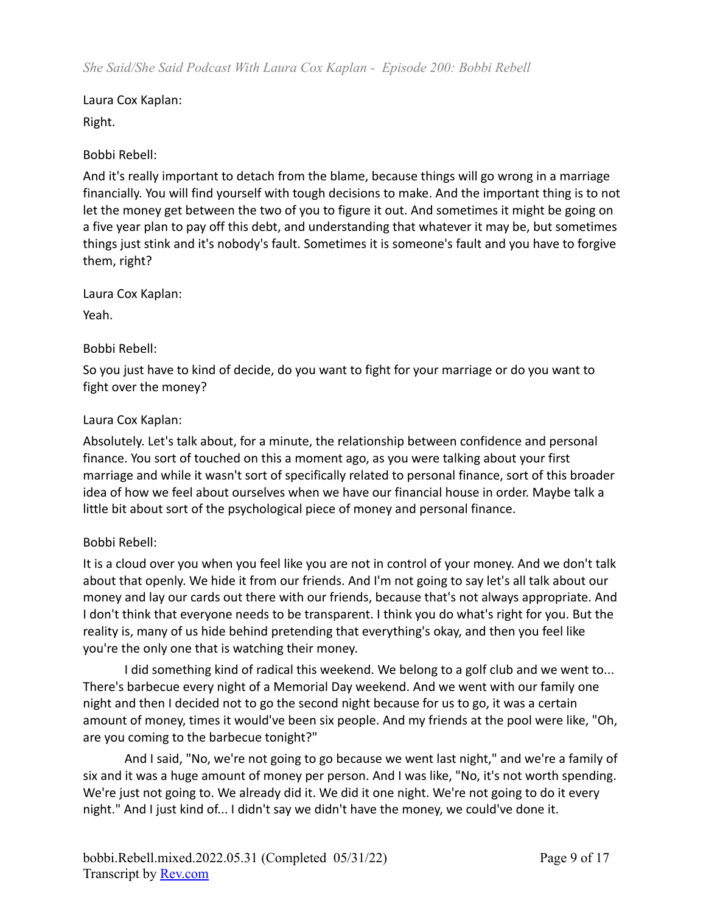Laura Cox Kaplan:

Right.

Bobbi Rebell:

And it's really important to detach from the blame, because things will go wrong in a marriage financially. You will find yourself with tough decisions to make. And the important thing is to not let the money get between the two of you to figure it out. And sometimes it might be going on a five year plan to pay off this debt, and understanding that whatever it may be, but sometimes things just stink and it's nobody's fault. Sometimes it is someone's fault and you have to forgive them, right?

Laura Cox Kaplan:

Yeah.

Bobbi Rebell:

So you just have to kind of decide, do you want to fight for your marriage or do you want to fight over the money?

Laura Cox Kaplan:

Absolutely. Let's talk about, for a minute, the relationship between confidence and personal finance. You sort of touched on this a moment ago, as you were talking about your first marriage and while it wasn't sort of specifically related to personal finance, sort of this broader idea of how we feel about ourselves when we have our financial house in order. Maybe talk a little bit about sort of the psychological piece of money and personal finance.

Bobbi Rebell:

It is a cloud over you when you feel like you are not in control of your money. And we don't talk about that openly. We hide it from our friends. And I'm not going to say let's all talk about our money and lay our cards out there with our friends, because that's not always appropriate. And I don't think that everyone needs to be transparent. I think you do what's right for you. But the reality is, many of us hide behind pretending that everything's okay, and then you feel like you're the only one that is watching their money.

I did something kind of radical this weekend. We belong to a golf club and we went to... There's barbecue every night of a Memorial Day weekend. And we went with our family one night and then I decided not to go the second night because for us to go, it was a certain amount of money, times it would've been six people. And my friends at the pool were like, "Oh, are you coming to the barbecue tonight?"

And I said, "No, we're not going to go because we went last night," and we're a family of six and it was a huge amount of money per person. And I was like, "No, it's not worth spending. We're just not going to. We already did it. We did it one night. We're not going to do it every night." And I just kind of... I didn't say we didn't have the money, we could've done it.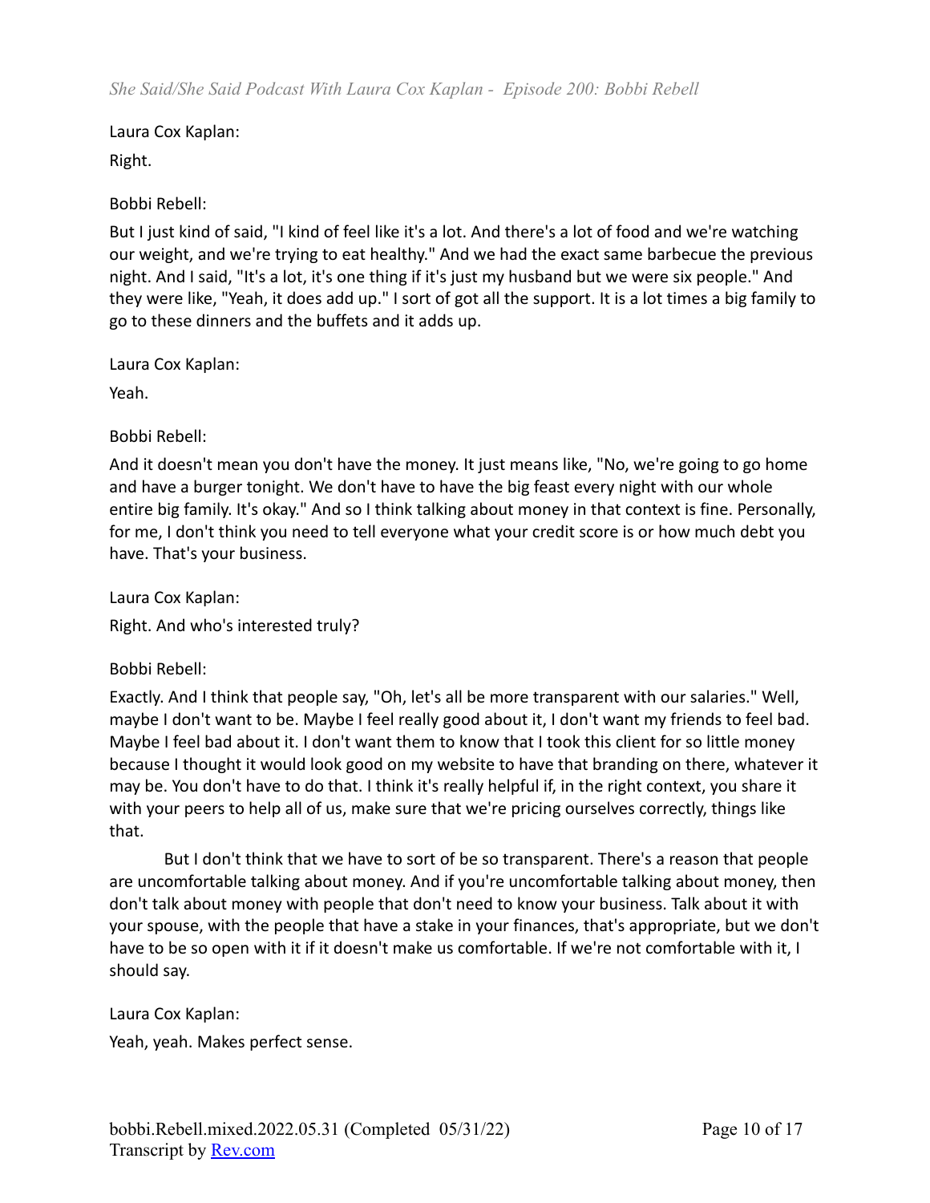Laura Cox Kaplan:

Right.

Bobbi Rebell:

But I just kind of said, "I kind of feel like it's a lot. And there's a lot of food and we're watching our weight, and we're trying to eat healthy." And we had the exact same barbecue the previous night. And I said, "It's a lot, it's one thing if it's just my husband but we were six people." And they were like, "Yeah, it does add up." I sort of got all the support. It is a lot times a big family to go to these dinners and the buffets and it adds up.

Laura Cox Kaplan:

Yeah.

Bobbi Rebell:

And it doesn't mean you don't have the money. It just means like, "No, we're going to go home and have a burger tonight. We don't have to have the big feast every night with our whole entire big family. It's okay." And so I think talking about money in that context is fine. Personally, for me, I don't think you need to tell everyone what your credit score is or how much debt you have. That's your business.

Laura Cox Kaplan:

Right. And who's interested truly?

Bobbi Rebell:

Exactly. And I think that people say, "Oh, let's all be more transparent with our salaries." Well, maybe I don't want to be. Maybe I feel really good about it, I don't want my friends to feel bad. Maybe I feel bad about it. I don't want them to know that I took this client for so little money because I thought it would look good on my website to have that branding on there, whatever it may be. You don't have to do that. I think it's really helpful if, in the right context, you share it with your peers to help all of us, make sure that we're pricing ourselves correctly, things like that.

But I don't think that we have to sort of be so transparent. There's a reason that people are uncomfortable talking about money. And if you're uncomfortable talking about money, then don't talk about money with people that don't need to know your business. Talk about it with your spouse, with the people that have a stake in your finances, that's appropriate, but we don't have to be so open with it if it doesn't make us comfortable. If we're not comfortable with it, I should say.

Laura Cox Kaplan:

Yeah, yeah. Makes perfect sense.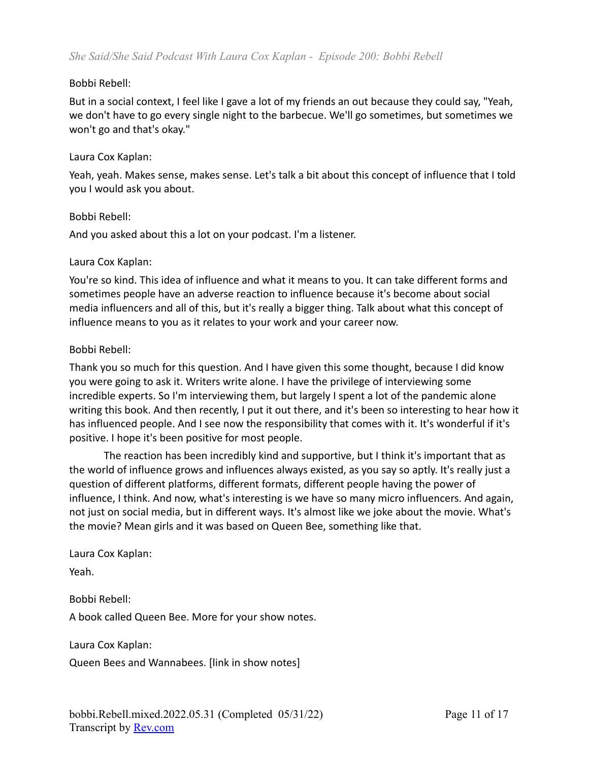Bobbi Rebell:

But in a social context, I feel like I gave a lot of my friends an out because they could say, "Yeah, we don't have to go every single night to the barbecue. We'll go sometimes, but sometimes we won't go and that's okay."

Laura Cox Kaplan:

Yeah, yeah. Makes sense, makes sense. Let's talk a bit about this concept of influence that I told you I would ask you about.

Bobbi Rebell:

And you asked about this a lot on your podcast. I'm a listener.

Laura Cox Kaplan:

You're so kind. This idea of influence and what it means to you. It can take different forms and sometimes people have an adverse reaction to influence because it's become about social media influencers and all of this, but it's really a bigger thing. Talk about what this concept of influence means to you as it relates to your work and your career now.

Bobbi Rebell:

Thank you so much for this question. And I have given this some thought, because I did know you were going to ask it. Writers write alone. I have the privilege of interviewing some incredible experts. So I'm interviewing them, but largely I spent a lot of the pandemic alone writing this book. And then recently, I put it out there, and it's been so interesting to hear how it has influenced people. And I see now the responsibility that comes with it. It's wonderful if it's positive. I hope it's been positive for most people.

The reaction has been incredibly kind and supportive, but I think it's important that as the world of influence grows and influences always existed, as you say so aptly. It's really just a question of different platforms, different formats, different people having the power of influence, I think. And now, what's interesting is we have so many micro influencers. And again, not just on social media, but in different ways. It's almost like we joke about the movie. What's the movie? Mean girls and it was based on Queen Bee, something like that.

Laura Cox Kaplan:

Yeah.

Bobbi Rebell:

A book called Queen Bee. More for your show notes.

Laura Cox Kaplan:

Queen Bees and Wannabees. [link in show notes]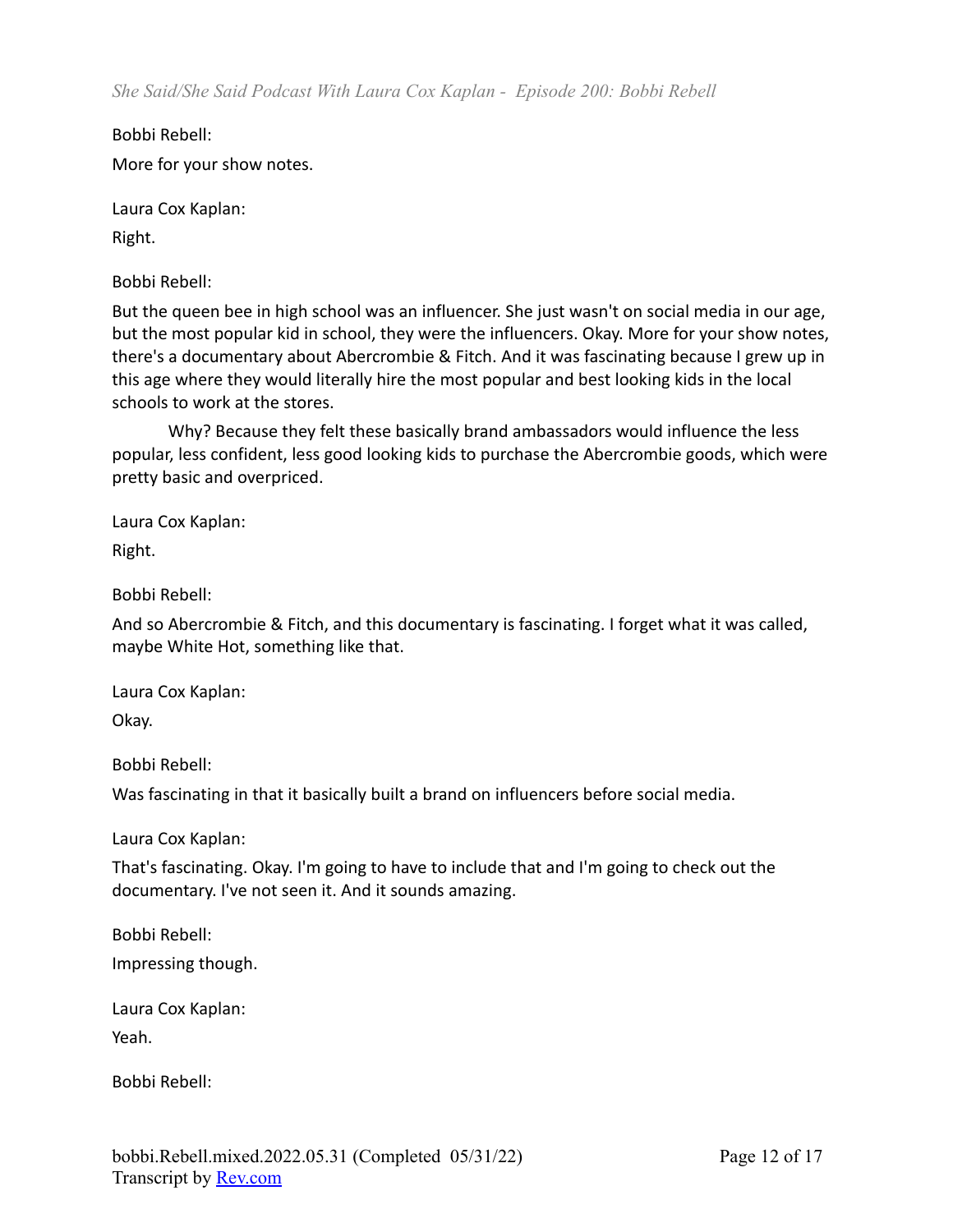Bobbi Rebell:

More for your show notes.

Laura Cox Kaplan:

Right.

Bobbi Rebell:

But the queen bee in high school was an influencer. She just wasn't on social media in our age, but the most popular kid in school, they were the influencers. Okay. More for your show notes, there's a documentary about Abercrombie & Fitch. And it was fascinating because I grew up in this age where they would literally hire the most popular and best looking kids in the local schools to work at the stores.

Why? Because they felt these basically brand ambassadors would influence the less popular, less confident, less good looking kids to purchase the Abercrombie goods, which were pretty basic and overpriced.

Laura Cox Kaplan:

Right.

Bobbi Rebell:

And so Abercrombie & Fitch, and this documentary is fascinating. I forget what it was called, maybe White Hot, something like that.

Laura Cox Kaplan:

Okay.

Bobbi Rebell:

Was fascinating in that it basically built a brand on influencers before social media.

Laura Cox Kaplan:

That's fascinating. Okay. I'm going to have to include that and I'm going to check out the documentary. I've not seen it. And it sounds amazing.

Bobbi Rebell:

Impressing though.

Laura Cox Kaplan:

Yeah.

Bobbi Rebell: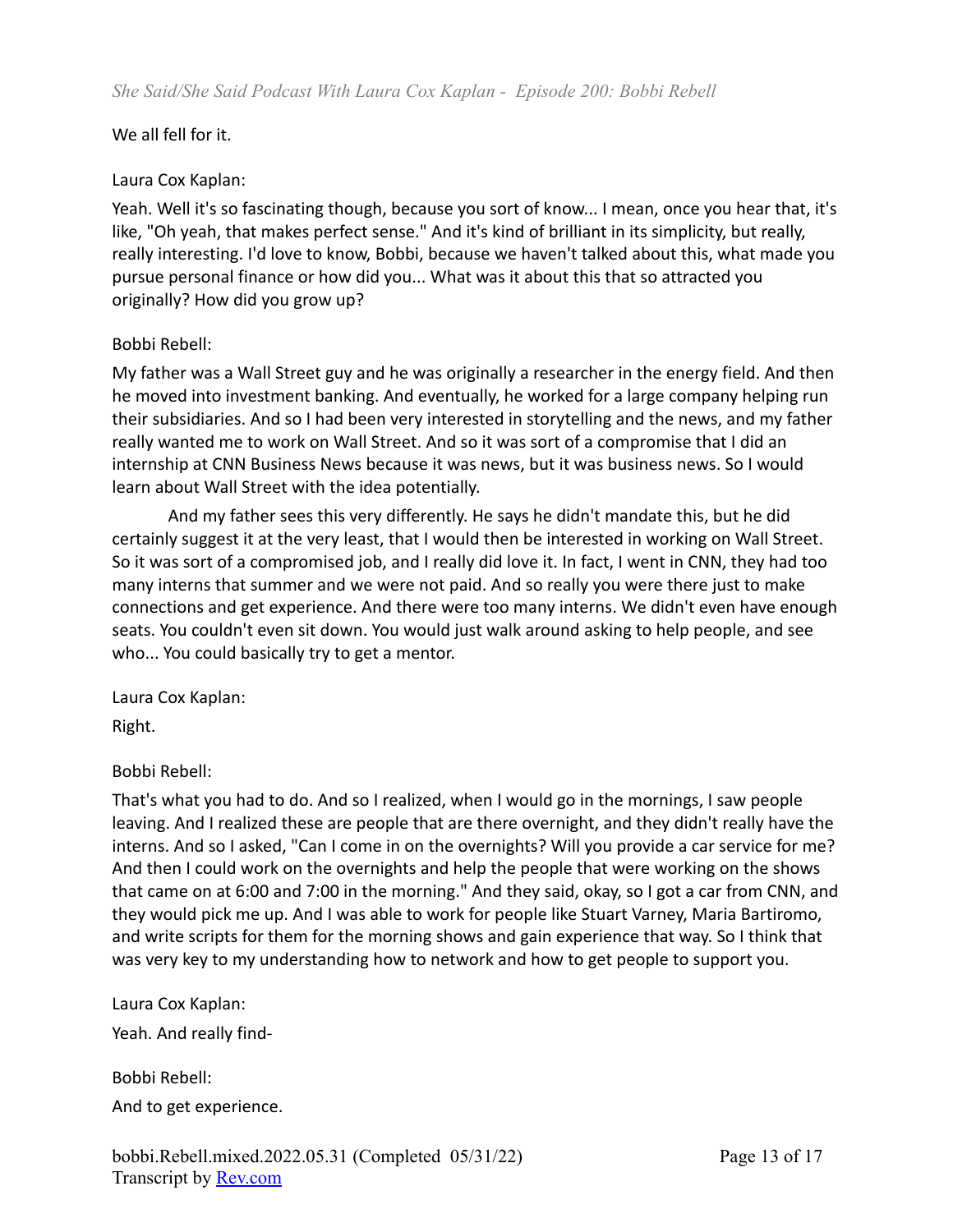We all fell for it.

Laura Cox Kaplan:

Yeah. Well it's so fascinating though, because you sort of know... I mean, once you hear that, it's like, "Oh yeah, that makes perfect sense." And it's kind of brilliant in its simplicity, but really, really interesting. I'd love to know, Bobbi, because we haven't talked about this, what made you pursue personal finance or how did you... What was it about this that so attracted you originally? How did you grow up?

Bobbi Rebell:

My father was a Wall Street guy and he was originally a researcher in the energy field. And then he moved into investment banking. And eventually, he worked for a large company helping run their subsidiaries. And so I had been very interested in storytelling and the news, and my father really wanted me to work on Wall Street. And so it was sort of a compromise that I did an internship at CNN Business News because it was news, but it was business news. So I would learn about Wall Street with the idea potentially.

And my father sees this very differently. He says he didn't mandate this, but he did certainly suggest it at the very least, that I would then be interested in working on Wall Street. So it was sort of a compromised job, and I really did love it. In fact, I went in CNN, they had too many interns that summer and we were not paid. And so really you were there just to make connections and get experience. And there were too many interns. We didn't even have enough seats. You couldn't even sit down. You would just walk around asking to help people, and see who... You could basically try to get a mentor.

Laura Cox Kaplan:

Right.

Bobbi Rebell:

That's what you had to do. And so I realized, when I would go in the mornings, I saw people leaving. And I realized these are people that are there overnight, and they didn't really have the interns. And so I asked, "Can I come in on the overnights? Will you provide a car service for me? And then I could work on the overnights and help the people that were working on the shows that came on at 6:00 and 7:00 in the morning." And they said, okay, so I got a car from CNN, and they would pick me up. And I was able to work for people like Stuart Varney, Maria Bartiromo, and write scripts for them for the morning shows and gain experience that way. So I think that was very key to my understanding how to network and how to get people to support you.

Laura Cox Kaplan:

Yeah. And really find-

Bobbi Rebell:

And to get experience.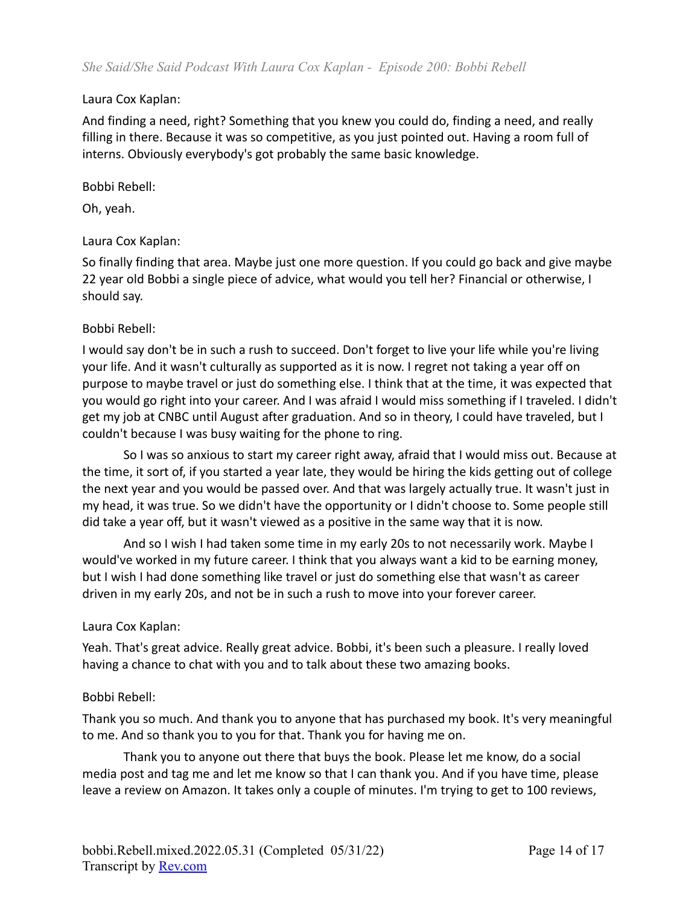Laura Cox Kaplan:

And finding a need, right? Something that you knew you could do, finding a need, and really filling in there. Because it was so competitive, as you just pointed out. Having a room full of interns. Obviously everybody's got probably the same basic knowledge.

Bobbi Rebell:

Oh, yeah.

Laura Cox Kaplan:

So finally finding that area. Maybe just one more question. If you could go back and give maybe 22 year old Bobbi a single piece of advice, what would you tell her? Financial or otherwise, I should say.

Bobbi Rebell:

I would say don't be in such a rush to succeed. Don't forget to live your life while you're living your life. And it wasn't culturally as supported as it is now. I regret not taking a year off on purpose to maybe travel or just do something else. I think that at the time, it was expected that you would go right into your career. And I was afraid I would miss something if I traveled. I didn't get my job at CNBC until August after graduation. And so in theory, I could have traveled, but I couldn't because I was busy waiting for the phone to ring.

So I was so anxious to start my career right away, afraid that I would miss out. Because at the time, it sort of, if you started a year late, they would be hiring the kids getting out of college the next year and you would be passed over. And that was largely actually true. It wasn't just in my head, it was true. So we didn't have the opportunity or I didn't choose to. Some people still did take a year off, but it wasn't viewed as a positive in the same way that it is now.

And so I wish I had taken some time in my early 20s to not necessarily work. Maybe I would've worked in my future career. I think that you always want a kid to be earning money, but I wish I had done something like travel or just do something else that wasn't as career driven in my early 20s, and not be in such a rush to move into your forever career.

Laura Cox Kaplan:

Yeah. That's great advice. Really great advice. Bobbi, it's been such a pleasure. I really loved having a chance to chat with you and to talk about these two amazing books.

Bobbi Rebell:

Thank you so much. And thank you to anyone that has purchased my book. It's very meaningful to me. And so thank you to you for that. Thank you for having me on.

Thank you to anyone out there that buys the book. Please let me know, do a social media post and tag me and let me know so that I can thank you. And if you have time, please leave a review on Amazon. It takes only a couple of minutes. I'm trying to get to 100 reviews,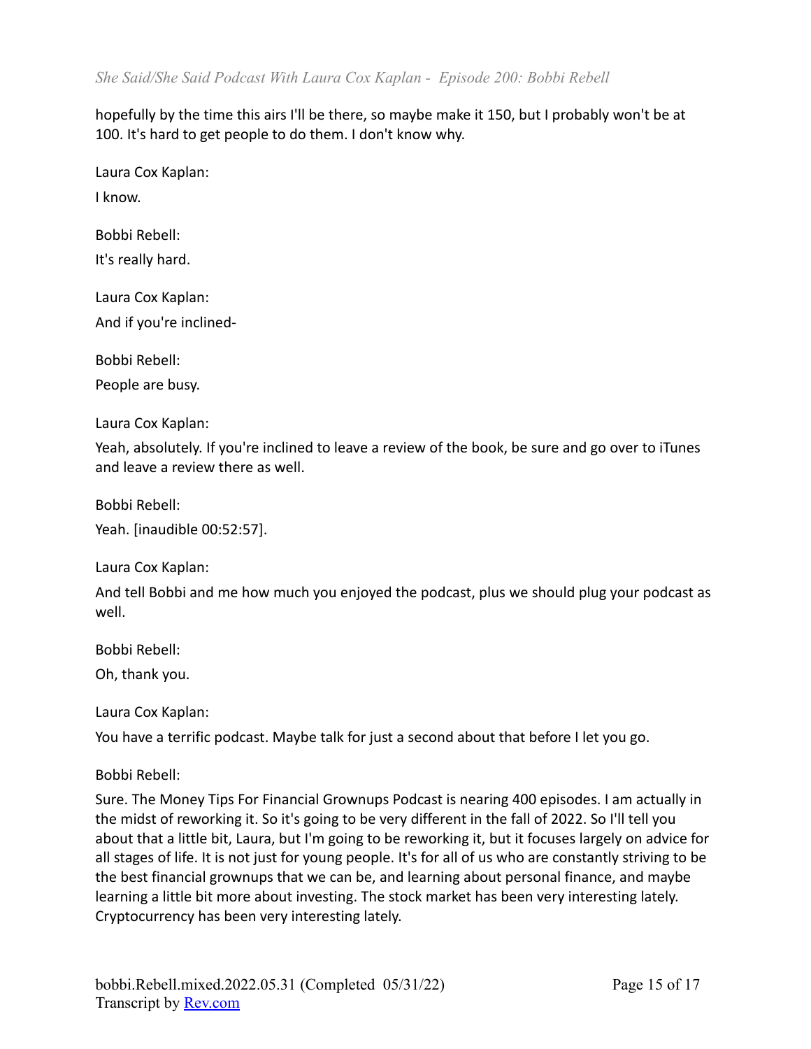hopefully by the time this airs I'll be there, so maybe make it 150, but I probably won't be at 100. It's hard to get people to do them. I don't know why.

Laura Cox Kaplan:

I know.

Bobbi Rebell:

It's really hard.

Laura Cox Kaplan:

And if you're inclined-

Bobbi Rebell:

People are busy.

Laura Cox Kaplan:

Yeah, absolutely. If you're inclined to leave a review of the book, be sure and go over to iTunes and leave a review there as well.

Bobbi Rebell:

Yeah. [inaudible 00:52:57].

Laura Cox Kaplan:

And tell Bobbi and me how much you enjoyed the podcast, plus we should plug your podcast as well.

Bobbi Rebell:

Oh, thank you.

Laura Cox Kaplan:

You have a terrific podcast. Maybe talk for just a second about that before I let you go.

Bobbi Rebell:

Sure. The Money Tips For Financial Grownups Podcast is nearing 400 episodes. I am actually in the midst of reworking it. So it's going to be very different in the fall of 2022. So I'll tell you about that a little bit, Laura, but I'm going to be reworking it, but it focuses largely on advice for all stages of life. It is not just for young people. It's for all of us who are constantly striving to be the best financial grownups that we can be, and learning about personal finance, and maybe learning a little bit more about investing. The stock market has been very interesting lately. Cryptocurrency has been very interesting lately.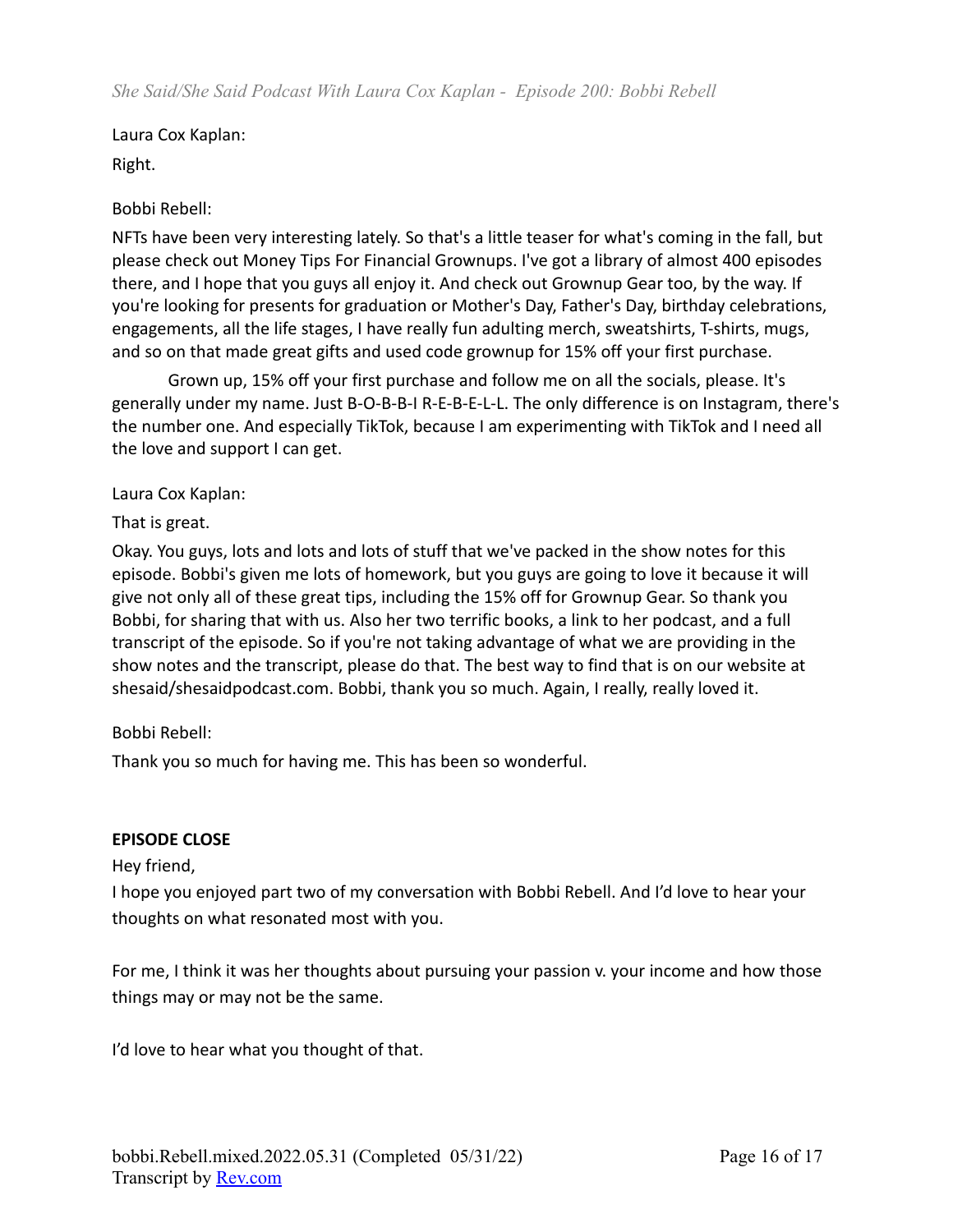Laura Cox Kaplan:

Right.

Bobbi Rebell:

NFTs have been very interesting lately. So that's a little teaser for what's coming in the fall, but please check out Money Tips For Financial Grownups. I've got a library of almost 400 episodes there, and I hope that you guys all enjoy it. And check out Grownup Gear too, by the way. If you're looking for presents for graduation or Mother's Day, Father's Day, birthday celebrations, engagements, all the life stages, I have really fun adulting merch, sweatshirts, T-shirts, mugs, and so on that made great gifts and used code grownup for 15% off your first purchase.

Grown up, 15% off your first purchase and follow me on all the socials, please. It's generally under my name. Just B-O-B-B-I R-E-B-E-L-L. The only difference is on Instagram, there's the number one. And especially TikTok, because I am experimenting with TikTok and I need all the love and support I can get.

Laura Cox Kaplan:

That is great.

Okay. You guys, lots and lots and lots of stuff that we've packed in the show notes for this episode. Bobbi's given me lots of homework, but you guys are going to love it because it will give not only all of these great tips, including the 15% off for Grownup Gear. So thank you Bobbi, for sharing that with us. Also her two terrific books, a link to her podcast, and a full transcript of the episode. So if you're not taking advantage of what we are providing in the show notes and the transcript, please do that. The best way to find that is on our website at shesaid/shesaidpodcast.com. Bobbi, thank you so much. Again, I really, really loved it.

Bobbi Rebell:

Thank you so much for having me. This has been so wonderful.

**EPISODE CLOSE**

Hey friend,

I hope you enjoyed part two of my conversation with Bobbi Rebell. And I'd love to hear your thoughts on what resonated most with you.

For me, I think it was her thoughts about pursuing your passion v. your income and how those things may or may not be the same.

I'd love to hear what you thought of that.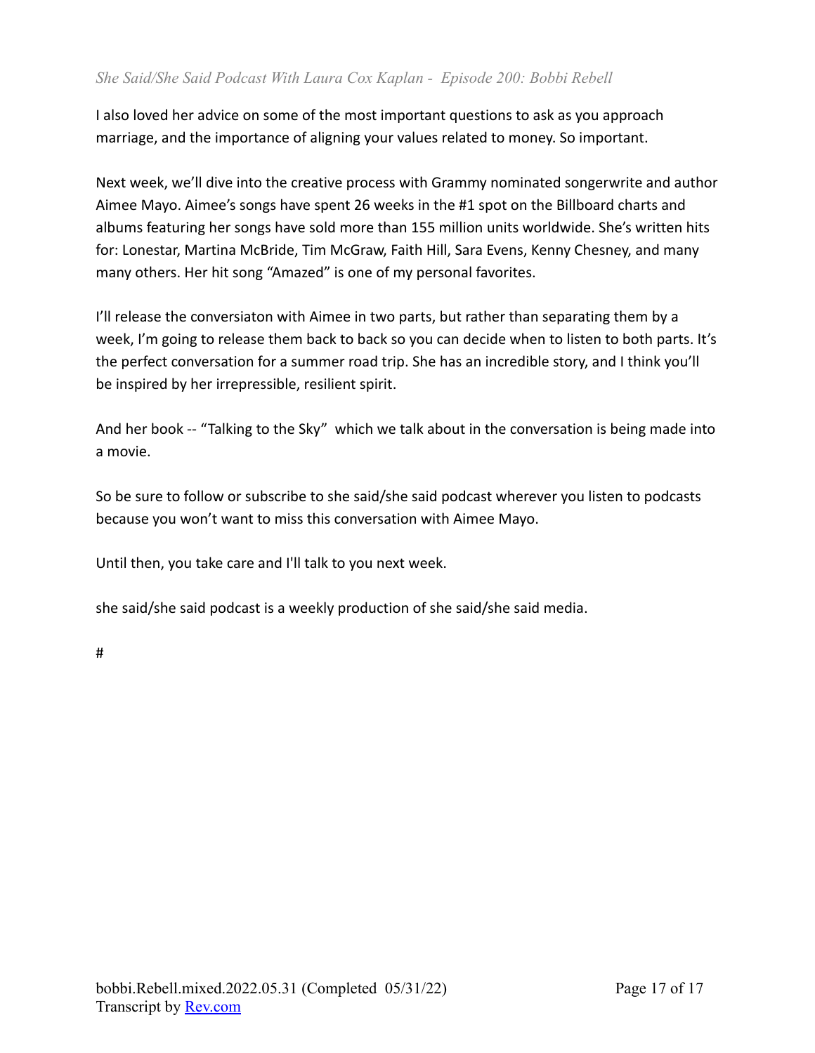I also loved her advice on some of the most important questions to ask as you approach marriage, and the importance of aligning your values related to money. So important.

Next week, we'll dive into the creative process with Grammy nominated songerwrite and author Aimee Mayo. Aimee's songs have spent 26 weeks in the #1 spot on the Billboard charts and albums featuring her songs have sold more than 155 million units worldwide. She's written hits for: Lonestar, Martina McBride, Tim McGraw, Faith Hill, Sara Evens, Kenny Chesney, and many many others. Her hit song "Amazed" is one of my personal favorites.

I'll release the conversiaton with Aimee in two parts, but rather than separating them by a week, I'm going to release them back to back so you can decide when to listen to both parts. It's the perfect conversation for a summer road trip. She has an incredible story, and I think you'll be inspired by her irrepressible, resilient spirit.

And her book -- "Talking to the Sky" which we talk about in the conversation is being made into a movie.

So be sure to follow or subscribe to she said/she said podcast wherever you listen to podcasts because you won't want to miss this conversation with Aimee Mayo.

Until then, you take care and I'll talk to you next week.

she said/she said podcast is a weekly production of she said/she said media.

#